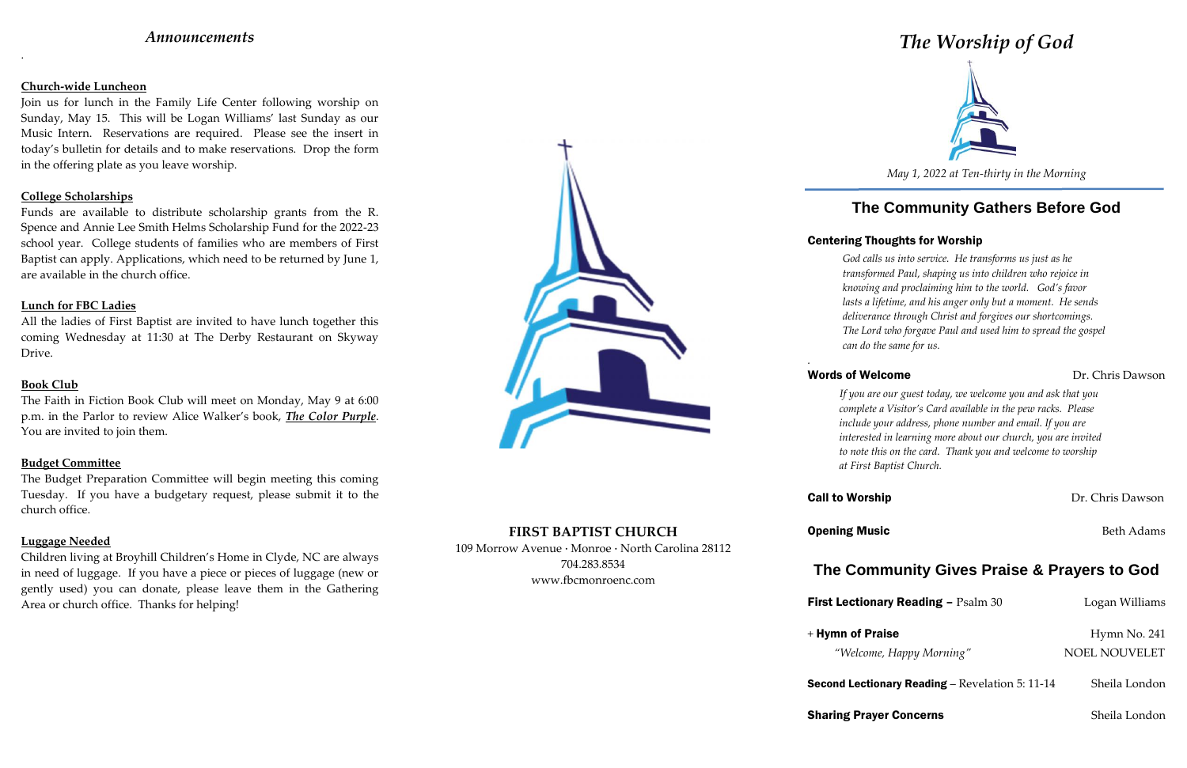## *Announcements*

**Church-wide Luncheon**

Join us for lunch in the Family Life Center following worship on Sunday, May 15. This will be Logan Williams' last Sunday as our Music Intern. Reservations are required. Please see the insert in today's bulletin for details and to make reservations. Drop the form in the offering plate as you leave worship.

**College Scholarships**

Funds are available to distribute scholarship grants from the R. Spence and Annie Lee Smith Helms Scholarship Fund for the 2022-23 school year. College students of families who are members of First Baptist can apply. Applications, which need to be returned by June 1, are available in the church office.

**Lunch for FBC Ladies**

All the ladies of First Baptist are invited to have lunch together this coming Wednesday at 11:30 at The Derby Restaurant on Skyway Drive.

**Book Club**

The Faith in Fiction Book Club will meet on Monday, May 9 at 6:00 p.m. in the Parlor to review Alice Walker's book, ***The Color Purple***. You are invited to join them.

**Budget Committee**

The Budget Preparation Committee will begin meeting this coming Tuesday. If you have a budgetary request, please submit it to the church office.

**Luggage Needed**

Children living at Broyhill Children's Home in Clyde, NC are always in need of luggage. If you have a piece or pieces of luggage (new or gently used) you can donate, please leave them in the Gathering Area or church office. Thanks for helping!

**FIRST BAPTIST CHURCH**

109 Morrow Avenue · Monroe · North Carolina 28112

704.283.8534

www.fbcmonroenc.com

# *The Worship of God*

*May 1, 2022 at Ten-thirty in the Morning*

## The Community Gathers Before God

**Centering Thoughts for Worship**

*God calls us into service. He transforms us just as he transformed Paul, shaping us into children who rejoice in knowing and proclaiming him to the world. God's favor lasts a lifetime, and his anger only but a moment. He sends deliverance through Christ and forgives our shortcomings. The Lord who forgave Paul and used him to spread the gospel can do the same for us.*

**Words of Welcome** — Dr. Chris Dawson

*If you are our guest today, we welcome you and ask that you complete a Visitor's Card available in the pew racks. Please include your address, phone number and email. If you are interested in learning more about our church, you are invited to note this on the card. Thank you and welcome to worship at First Baptist Church.*

**Call to Worship** — Dr. Chris Dawson

**Opening Music** — Beth Adams

## The Community Gives Praise & Prayers to God

**First Lectionary Reading** – Psalm 30 — Logan Williams

\+ **Hymn of Praise** — Hymn No. 241

*"Welcome, Happy Morning"* — NOEL NOUVELET

**Second Lectionary Reading** – Revelation 5: 11-14 — Sheila London

**Sharing Prayer Concerns** — Sheila London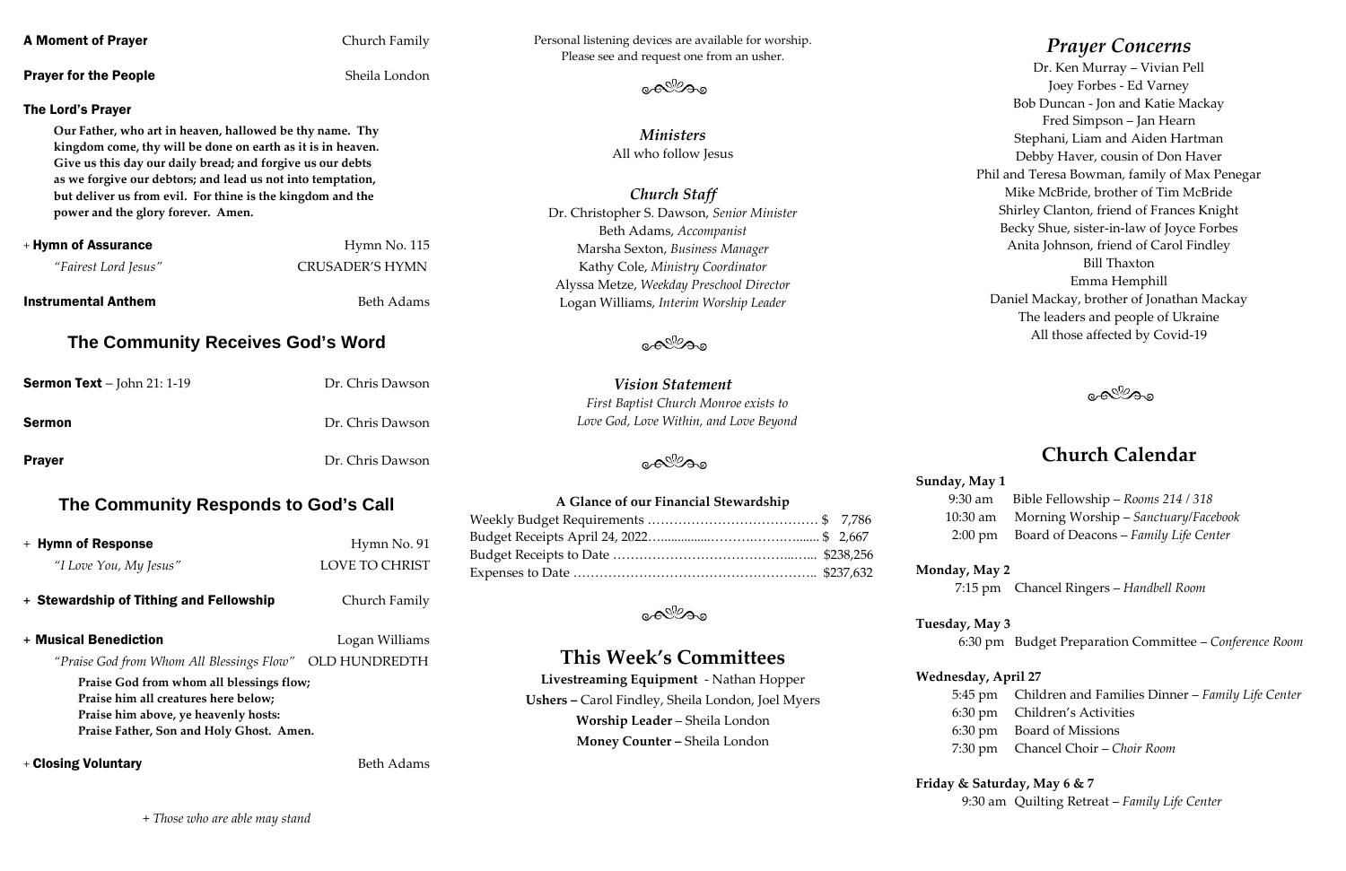**A Moment of Prayer** Church Family

**Prayer for the People** Sheila London

**The Lord's Prayer**

**Our Father, who art in heaven, hallowed be thy name. Thy kingdom come, thy will be done on earth as it is in heaven. Give us this day our daily bread; and forgive us our debts as we forgive our debtors; and lead us not into temptation, but deliver us from evil. For thine is the kingdom and the power and the glory forever. Amen.**

+ **Hymn of Assurance** Hymn No. 115
*"Fairest Lord Jesus"* CRUSADER'S HYMN

**Instrumental Anthem** Beth Adams

## The Community Receives God's Word

**Sermon Text** – John 21: 1-19 Dr. Chris Dawson

**Sermon** Dr. Chris Dawson

**Prayer** Dr. Chris Dawson

## The Community Responds to God's Call

+ **Hymn of Response** Hymn No. 91
*"I Love You, My Jesus"* LOVE TO CHRIST

+ **Stewardship of Tithing and Fellowship** Church Family

+ **Musical Benediction** Logan Williams
*"Praise God from Whom All Blessings Flow"* OLD HUNDREDTH

**Praise God from whom all blessings flow;**
**Praise him all creatures here below;**
**Praise him above, ye heavenly hosts:**
**Praise Father, Son and Holy Ghost. Amen.**

+ **Closing Voluntary** Beth Adams

*+ Those who are able may stand*

Personal listening devices are available for worship. Please see and request one from an usher.

### *Ministers*

All who follow Jesus

### *Church Staff*

Dr. Christopher S. Dawson, *Senior Minister*
Beth Adams, *Accompanist*
Marsha Sexton, *Business Manager*
Kathy Cole, *Ministry Coordinator*
Alyssa Metze, *Weekday Preschool Director*
Logan Williams, *Interim Worship Leader*

### *Vision Statement*

*First Baptist Church Monroe exists to Love God, Love Within, and Love Beyond*

### A Glance of our Financial Stewardship

| | |
|---|---|
| Weekly Budget Requirements | $ 7,786 |
| Budget Receipts April 24, 2022 | $ 2,667 |
| Budget Receipts to Date | $238,256 |
| Expenses to Date | $237,632 |

## This Week's Committees

**Livestreaming Equipment** - Nathan Hopper
**Ushers –** Carol Findley, Sheila London, Joel Myers
**Worship Leader** – Sheila London
**Money Counter –** Sheila London

## *Prayer Concerns*

Dr. Ken Murray – Vivian Pell
Joey Forbes - Ed Varney
Bob Duncan - Jon and Katie Mackay
Fred Simpson – Jan Hearn
Stephani, Liam and Aiden Hartman
Debby Haver, cousin of Don Haver
Phil and Teresa Bowman, family of Max Penegar
Mike McBride, brother of Tim McBride
Shirley Clanton, friend of Frances Knight
Becky Shue, sister-in-law of Joyce Forbes
Anita Johnson, friend of Carol Findley
Bill Thaxton
Emma Hemphill
Daniel Mackay, brother of Jonathan Mackay
The leaders and people of Ukraine
All those affected by Covid-19

## Church Calendar

**Sunday, May 1**
9:30 am Bible Fellowship – *Rooms 214 / 318*
10:30 am Morning Worship – *Sanctuary/Facebook*
2:00 pm Board of Deacons – *Family Life Center*

**Monday, May 2**
7:15 pm Chancel Ringers – *Handbell Room*

**Tuesday, May 3**
6:30 pm Budget Preparation Committee – *Conference Room*

**Wednesday, April 27**
5:45 pm Children and Families Dinner – *Family Life Center*
6:30 pm Children's Activities
6:30 pm Board of Missions
7:30 pm Chancel Choir – *Choir Room*

**Friday & Saturday, May 6 & 7**
9:30 am Quilting Retreat – *Family Life Center*